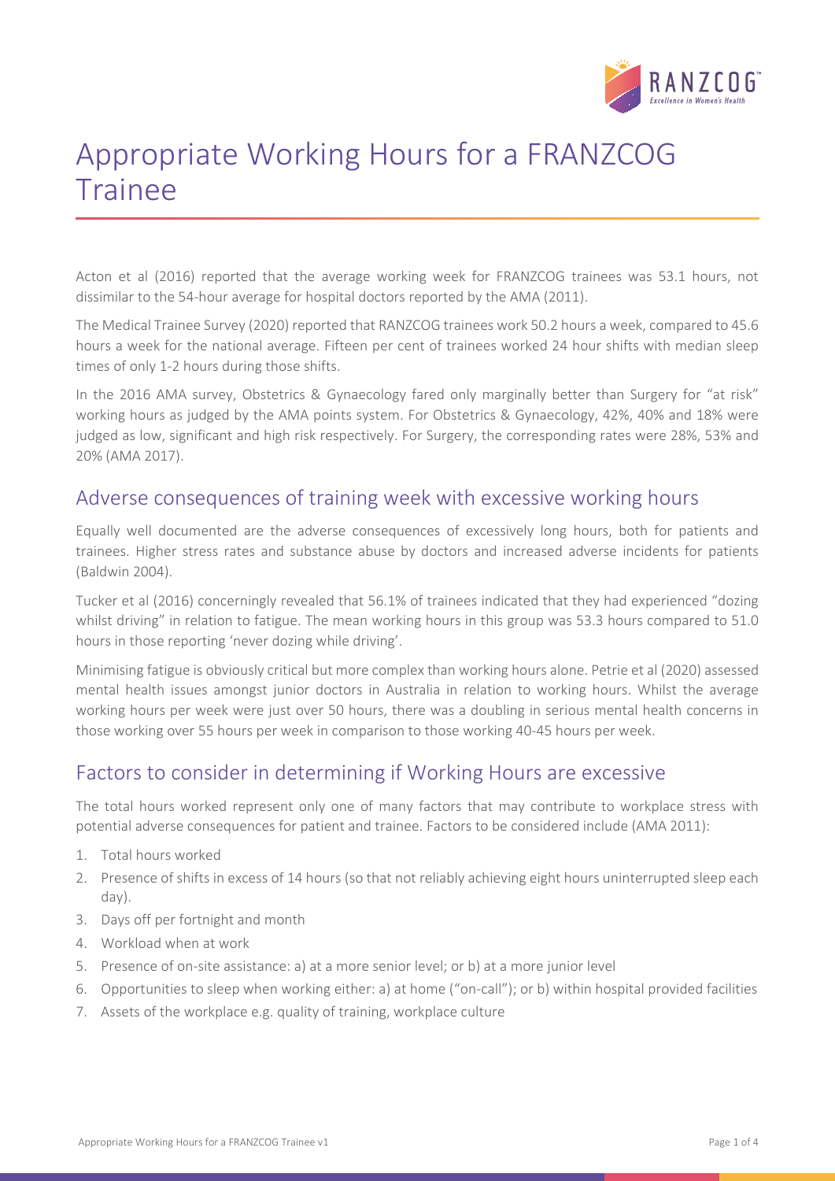# Appropriate Working Hours for a FRANZCOG Trainee

Acton et al (2016) reported that the average working week for FRANZCOG trainees was 53.1 hours, not dissimilar to the 54-hour average for hospital doctors reported by the AMA (2011).

The Medical Trainee Survey (2020) reported that RANZCOG trainees work 50.2 hours a week, compared to 45.6 hours a week for the national average. Fifteen per cent of trainees worked 24 hour shifts with median sleep times of only 1-2 hours during those shifts.

In the 2016 AMA survey, Obstetrics & Gynaecology fared only marginally better than Surgery for "at risk" working hours as judged by the AMA points system. For Obstetrics & Gynaecology, 42%, 40% and 18% were judged as low, significant and high risk respectively. For Surgery, the corresponding rates were 28%, 53% and 20% (AMA 2017).

## Adverse consequences of training week with excessive working hours

Equally well documented are the adverse consequences of excessively long hours, both for patients and trainees. Higher stress rates and substance abuse by doctors and increased adverse incidents for patients (Baldwin 2004).

Tucker et al (2016) concerningly revealed that 56.1% of trainees indicated that they had experienced "dozing whilst driving" in relation to fatigue. The mean working hours in this group was 53.3 hours compared to 51.0 hours in those reporting 'never dozing while driving'.

Minimising fatigue is obviously critical but more complex than working hours alone. Petrie et al (2020) assessed mental health issues amongst junior doctors in Australia in relation to working hours. Whilst the average working hours per week were just over 50 hours, there was a doubling in serious mental health concerns in those working over 55 hours per week in comparison to those working 40-45 hours per week.

## Factors to consider in determining if Working Hours are excessive

The total hours worked represent only one of many factors that may contribute to workplace stress with potential adverse consequences for patient and trainee. Factors to be considered include (AMA 2011):

1. Total hours worked
2. Presence of shifts in excess of 14 hours (so that not reliably achieving eight hours uninterrupted sleep each day).
3. Days off per fortnight and month
4. Workload when at work
5. Presence of on-site assistance: a) at a more senior level; or b) at a more junior level
6. Opportunities to sleep when working either: a) at home ("on-call"); or b) within hospital provided facilities
7. Assets of the workplace e.g. quality of training, workplace culture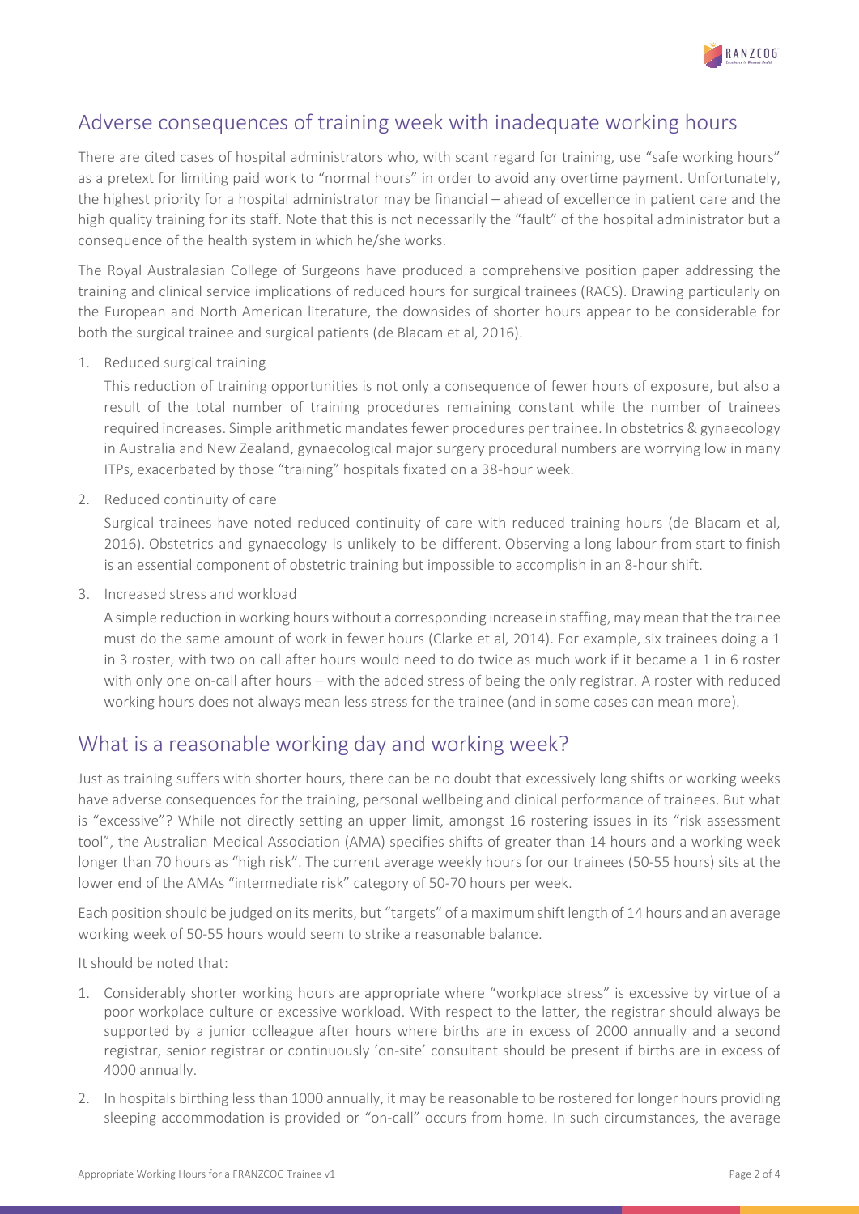## Adverse consequences of training week with inadequate working hours

There are cited cases of hospital administrators who, with scant regard for training, use "safe working hours" as a pretext for limiting paid work to "normal hours" in order to avoid any overtime payment. Unfortunately, the highest priority for a hospital administrator may be financial – ahead of excellence in patient care and the high quality training for its staff. Note that this is not necessarily the "fault" of the hospital administrator but a consequence of the health system in which he/she works.

The Royal Australasian College of Surgeons have produced a comprehensive position paper addressing the training and clinical service implications of reduced hours for surgical trainees (RACS). Drawing particularly on the European and North American literature, the downsides of shorter hours appear to be considerable for both the surgical trainee and surgical patients (de Blacam et al, 2016).

1. Reduced surgical training

   This reduction of training opportunities is not only a consequence of fewer hours of exposure, but also a result of the total number of training procedures remaining constant while the number of trainees required increases. Simple arithmetic mandates fewer procedures per trainee. In obstetrics & gynaecology in Australia and New Zealand, gynaecological major surgery procedural numbers are worrying low in many ITPs, exacerbated by those "training" hospitals fixated on a 38-hour week.

2. Reduced continuity of care

   Surgical trainees have noted reduced continuity of care with reduced training hours (de Blacam et al, 2016). Obstetrics and gynaecology is unlikely to be different. Observing a long labour from start to finish is an essential component of obstetric training but impossible to accomplish in an 8-hour shift.

3. Increased stress and workload

   A simple reduction in working hours without a corresponding increase in staffing, may mean that the trainee must do the same amount of work in fewer hours (Clarke et al, 2014). For example, six trainees doing a 1 in 3 roster, with two on call after hours would need to do twice as much work if it became a 1 in 6 roster with only one on-call after hours – with the added stress of being the only registrar. A roster with reduced working hours does not always mean less stress for the trainee (and in some cases can mean more).

## What is a reasonable working day and working week?

Just as training suffers with shorter hours, there can be no doubt that excessively long shifts or working weeks have adverse consequences for the training, personal wellbeing and clinical performance of trainees. But what is "excessive"? While not directly setting an upper limit, amongst 16 rostering issues in its "risk assessment tool", the Australian Medical Association (AMA) specifies shifts of greater than 14 hours and a working week longer than 70 hours as "high risk". The current average weekly hours for our trainees (50-55 hours) sits at the lower end of the AMAs "intermediate risk" category of 50-70 hours per week.

Each position should be judged on its merits, but "targets" of a maximum shift length of 14 hours and an average working week of 50-55 hours would seem to strike a reasonable balance.

It should be noted that:

1. Considerably shorter working hours are appropriate where "workplace stress" is excessive by virtue of a poor workplace culture or excessive workload. With respect to the latter, the registrar should always be supported by a junior colleague after hours where births are in excess of 2000 annually and a second registrar, senior registrar or continuously 'on-site' consultant should be present if births are in excess of 4000 annually.
2. In hospitals birthing less than 1000 annually, it may be reasonable to be rostered for longer hours providing sleeping accommodation is provided or "on-call" occurs from home. In such circumstances, the average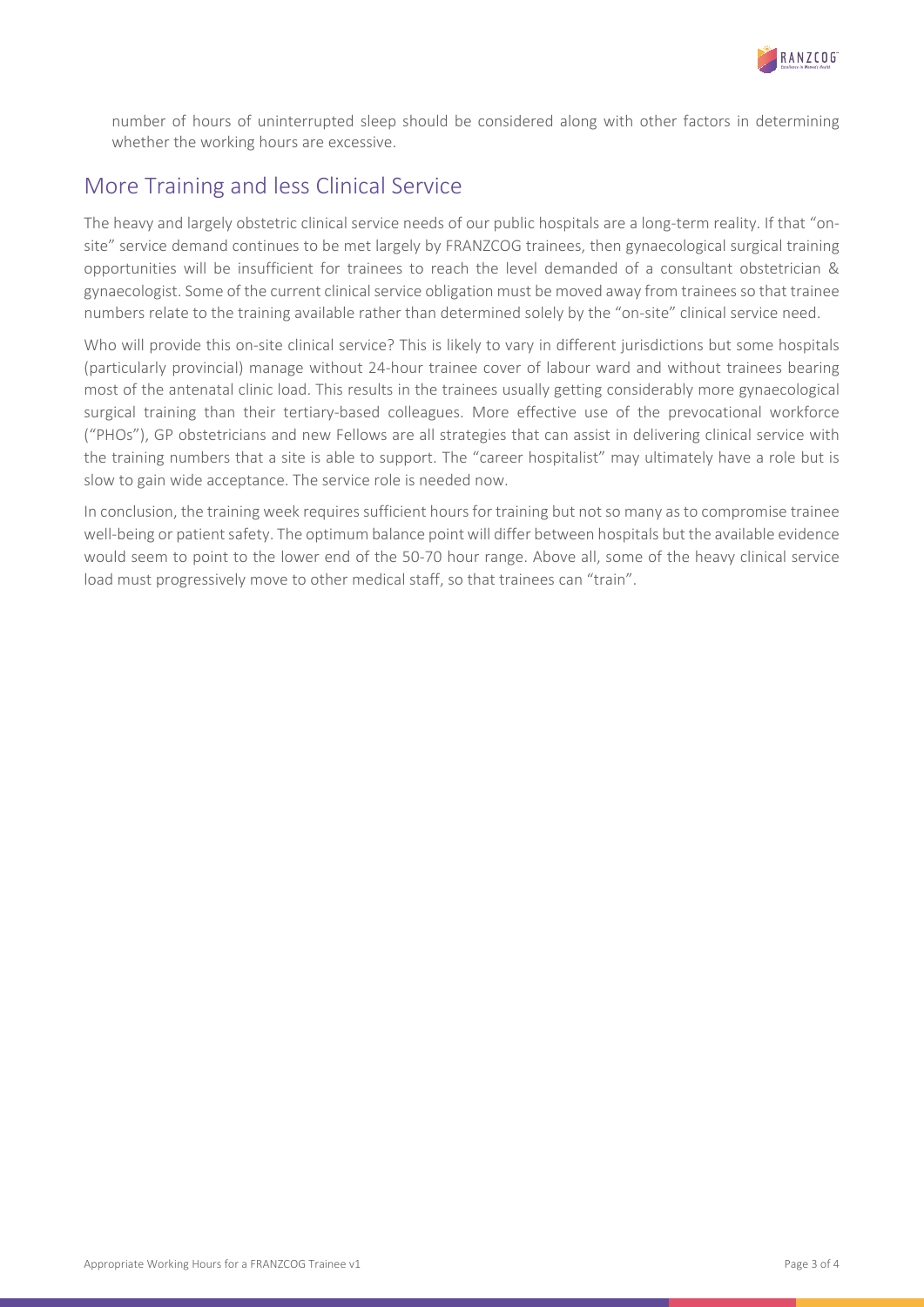number of hours of uninterrupted sleep should be considered along with other factors in determining whether the working hours are excessive.

## More Training and less Clinical Service

The heavy and largely obstetric clinical service needs of our public hospitals are a long-term reality. If that "on-site" service demand continues to be met largely by FRANZCOG trainees, then gynaecological surgical training opportunities will be insufficient for trainees to reach the level demanded of a consultant obstetrician & gynaecologist. Some of the current clinical service obligation must be moved away from trainees so that trainee numbers relate to the training available rather than determined solely by the "on-site" clinical service need.

Who will provide this on-site clinical service? This is likely to vary in different jurisdictions but some hospitals (particularly provincial) manage without 24-hour trainee cover of labour ward and without trainees bearing most of the antenatal clinic load. This results in the trainees usually getting considerably more gynaecological surgical training than their tertiary-based colleagues. More effective use of the prevocational workforce ("PHOs"), GP obstetricians and new Fellows are all strategies that can assist in delivering clinical service with the training numbers that a site is able to support. The "career hospitalist" may ultimately have a role but is slow to gain wide acceptance. The service role is needed now.

In conclusion, the training week requires sufficient hours for training but not so many as to compromise trainee well-being or patient safety. The optimum balance point will differ between hospitals but the available evidence would seem to point to the lower end of the 50-70 hour range. Above all, some of the heavy clinical service load must progressively move to other medical staff, so that trainees can "train".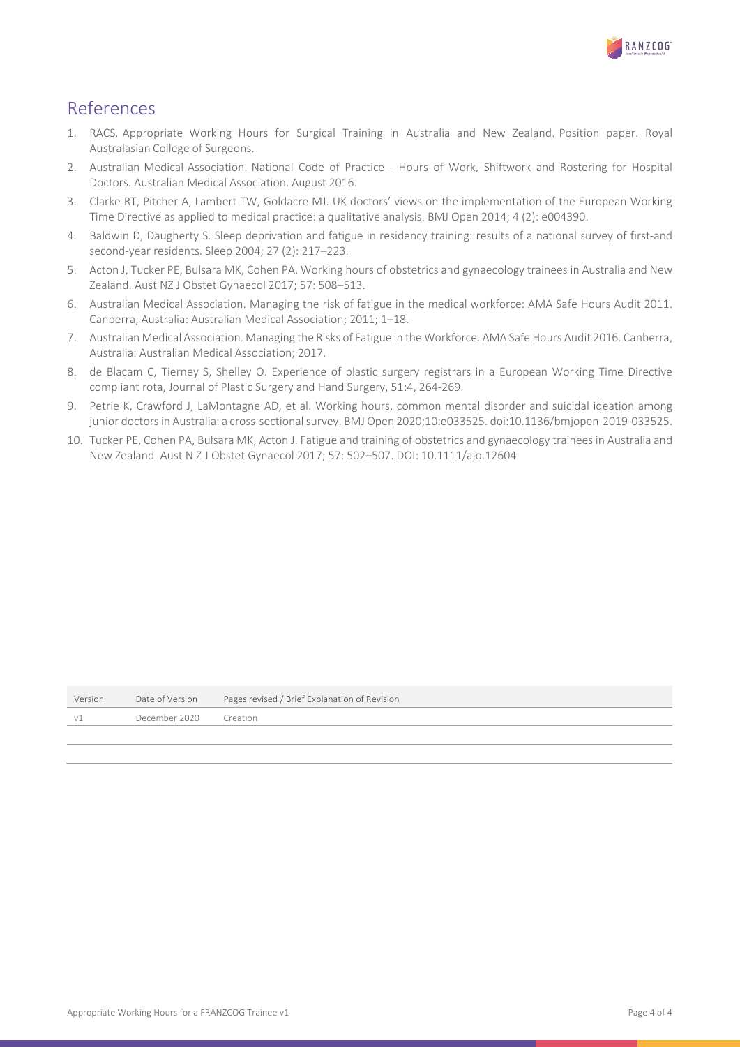## References

1. RACS. Appropriate Working Hours for Surgical Training in Australia and New Zealand. Position paper. Royal Australasian College of Surgeons.
2. Australian Medical Association. National Code of Practice - Hours of Work, Shiftwork and Rostering for Hospital Doctors. Australian Medical Association. August 2016.
3. Clarke RT, Pitcher A, Lambert TW, Goldacre MJ. UK doctors' views on the implementation of the European Working Time Directive as applied to medical practice: a qualitative analysis. BMJ Open 2014; 4 (2): e004390.
4. Baldwin D, Daugherty S. Sleep deprivation and fatigue in residency training: results of a national survey of first-and second-year residents. Sleep 2004; 27 (2): 217–223.
5. Acton J, Tucker PE, Bulsara MK, Cohen PA. Working hours of obstetrics and gynaecology trainees in Australia and New Zealand. Aust NZ J Obstet Gynaecol 2017; 57: 508–513.
6. Australian Medical Association. Managing the risk of fatigue in the medical workforce: AMA Safe Hours Audit 2011. Canberra, Australia: Australian Medical Association; 2011; 1–18.
7. Australian Medical Association. Managing the Risks of Fatigue in the Workforce. AMA Safe Hours Audit 2016. Canberra, Australia: Australian Medical Association; 2017.
8. de Blacam C, Tierney S, Shelley O. Experience of plastic surgery registrars in a European Working Time Directive compliant rota, Journal of Plastic Surgery and Hand Surgery, 51:4, 264-269.
9. Petrie K, Crawford J, LaMontagne AD, et al. Working hours, common mental disorder and suicidal ideation among junior doctors in Australia: a cross-sectional survey. BMJ Open 2020;10:e033525. doi:10.1136/bmjopen-2019-033525.
10. Tucker PE, Cohen PA, Bulsara MK, Acton J. Fatigue and training of obstetrics and gynaecology trainees in Australia and New Zealand. Aust N Z J Obstet Gynaecol 2017; 57: 502–507. DOI: 10.1111/ajo.12604

| Version | Date of Version | Pages revised / Brief Explanation of Revision |
|---|---|---|
| v1 | December 2020 | Creation |
| | | |
| | | |